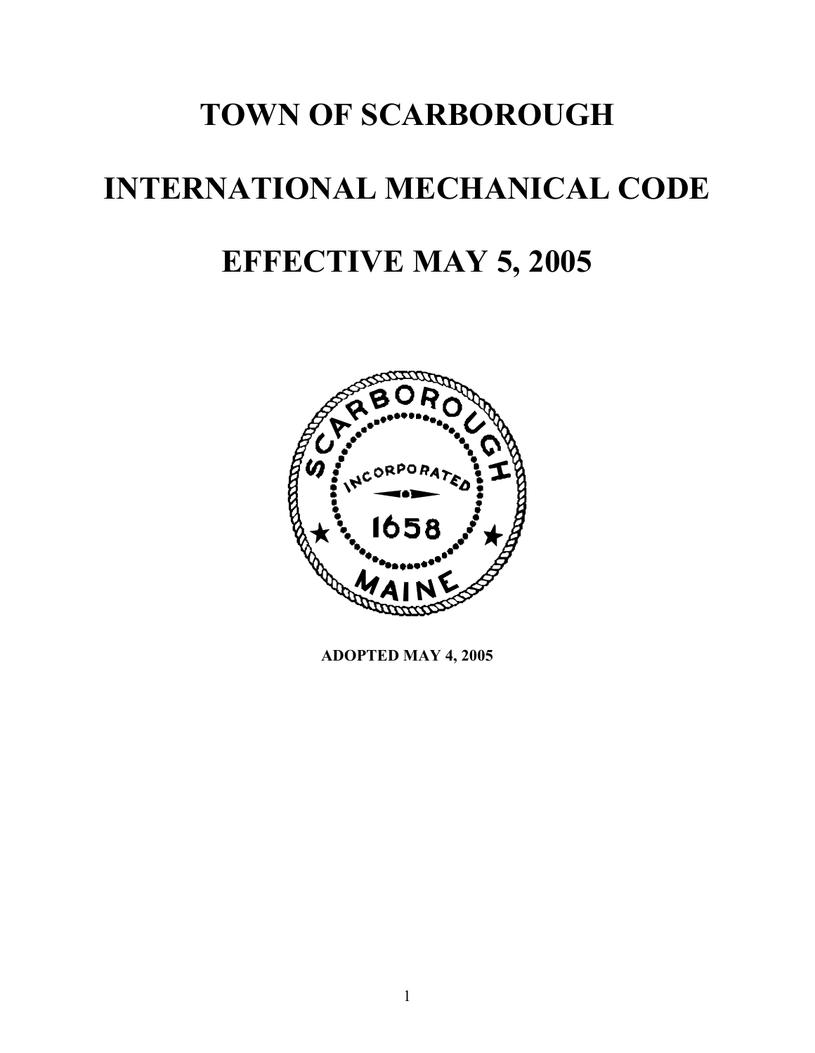# TOWN OF SCARBOROUGH

# INTERNATIONAL MECHANICAL CODE

# EFFECTIVE MAY 5, 2005

**ADOPTED MAY 4, 2005**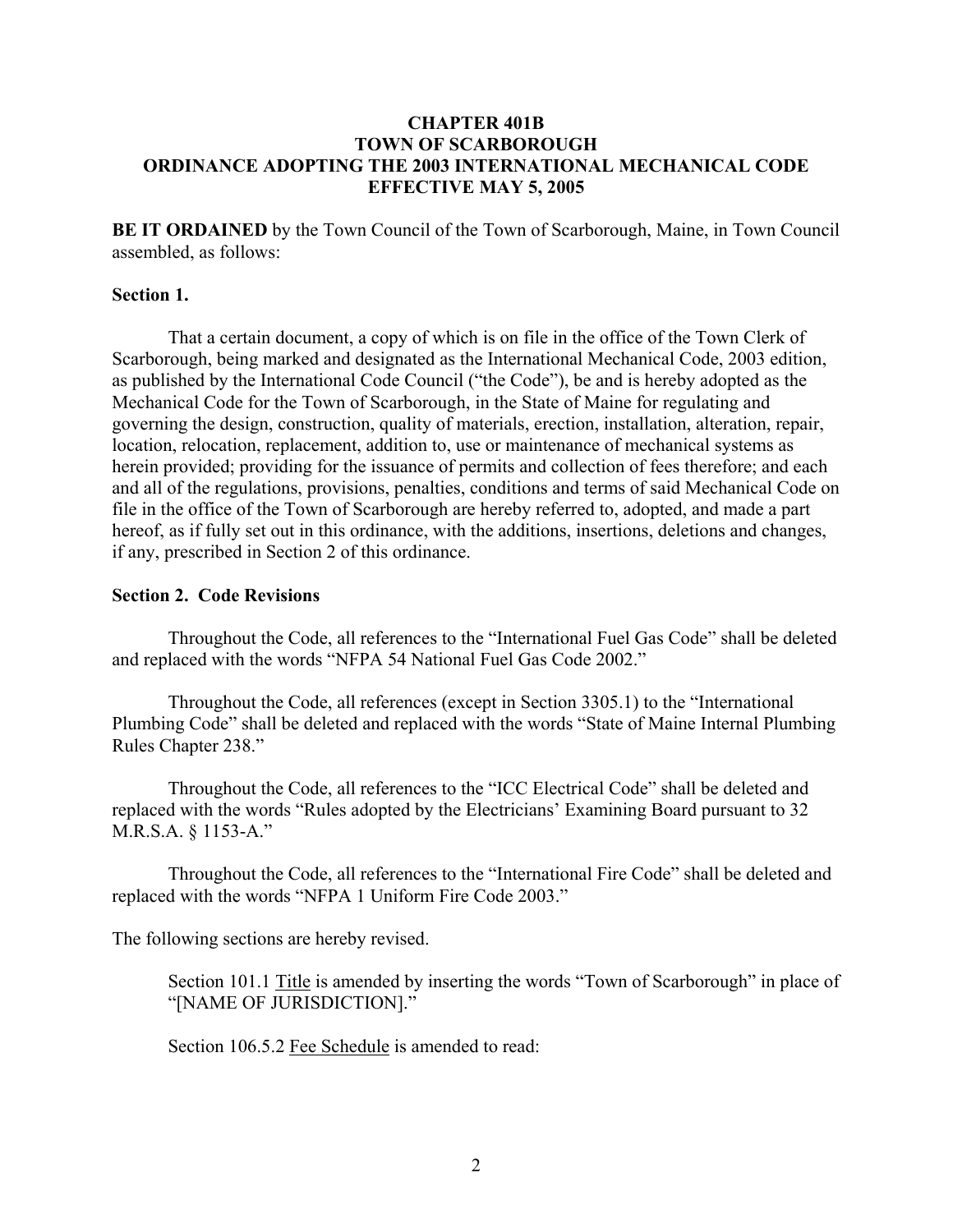# CHAPTER 401B
# TOWN OF SCARBOROUGH
# ORDINANCE ADOPTING THE 2003 INTERNATIONAL MECHANICAL CODE
# EFFECTIVE MAY 5, 2005

**BE IT ORDAINED** by the Town Council of the Town of Scarborough, Maine, in Town Council assembled, as follows:

**Section 1.**

That a certain document, a copy of which is on file in the office of the Town Clerk of Scarborough, being marked and designated as the International Mechanical Code, 2003 edition, as published by the International Code Council ("the Code"), be and is hereby adopted as the Mechanical Code for the Town of Scarborough, in the State of Maine for regulating and governing the design, construction, quality of materials, erection, installation, alteration, repair, location, relocation, replacement, addition to, use or maintenance of mechanical systems as herein provided; providing for the issuance of permits and collection of fees therefore; and each and all of the regulations, provisions, penalties, conditions and terms of said Mechanical Code on file in the office of the Town of Scarborough are hereby referred to, adopted, and made a part hereof, as if fully set out in this ordinance, with the additions, insertions, deletions and changes, if any, prescribed in Section 2 of this ordinance.

**Section 2. Code Revisions**

Throughout the Code, all references to the "International Fuel Gas Code" shall be deleted and replaced with the words "NFPA 54 National Fuel Gas Code 2002."

Throughout the Code, all references (except in Section 3305.1) to the "International Plumbing Code" shall be deleted and replaced with the words "State of Maine Internal Plumbing Rules Chapter 238."

Throughout the Code, all references to the "ICC Electrical Code" shall be deleted and replaced with the words "Rules adopted by the Electricians' Examining Board pursuant to 32 M.R.S.A. § 1153-A."

Throughout the Code, all references to the "International Fire Code" shall be deleted and replaced with the words "NFPA 1 Uniform Fire Code 2003."

The following sections are hereby revised.

Section 101.1 Title is amended by inserting the words "Town of Scarborough" in place of "[NAME OF JURISDICTION]."

Section 106.5.2 Fee Schedule is amended to read: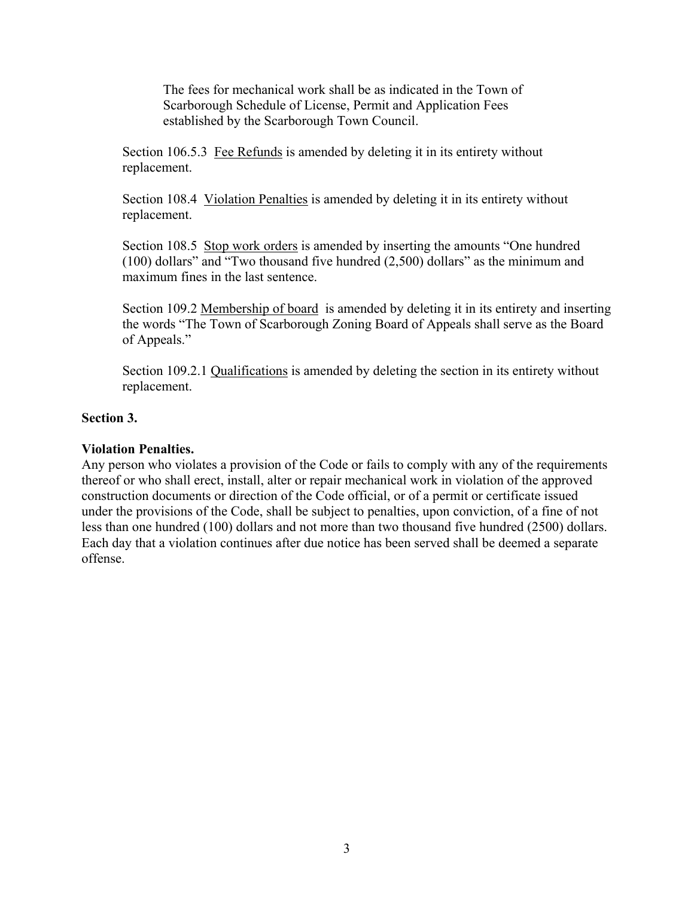The fees for mechanical work shall be as indicated in the Town of Scarborough Schedule of License, Permit and Application Fees established by the Scarborough Town Council.

Section 106.5.3 Fee Refunds is amended by deleting it in its entirety without replacement.

Section 108.4 Violation Penalties is amended by deleting it in its entirety without replacement.

Section 108.5 Stop work orders is amended by inserting the amounts "One hundred (100) dollars" and "Two thousand five hundred (2,500) dollars" as the minimum and maximum fines in the last sentence.

Section 109.2 Membership of board is amended by deleting it in its entirety and inserting the words "The Town of Scarborough Zoning Board of Appeals shall serve as the Board of Appeals."

Section 109.2.1 Qualifications is amended by deleting the section in its entirety without replacement.

**Section 3.**

**Violation Penalties.**
Any person who violates a provision of the Code or fails to comply with any of the requirements thereof or who shall erect, install, alter or repair mechanical work in violation of the approved construction documents or direction of the Code official, or of a permit or certificate issued under the provisions of the Code, shall be subject to penalties, upon conviction, of a fine of not less than one hundred (100) dollars and not more than two thousand five hundred (2500) dollars. Each day that a violation continues after due notice has been served shall be deemed a separate offense.